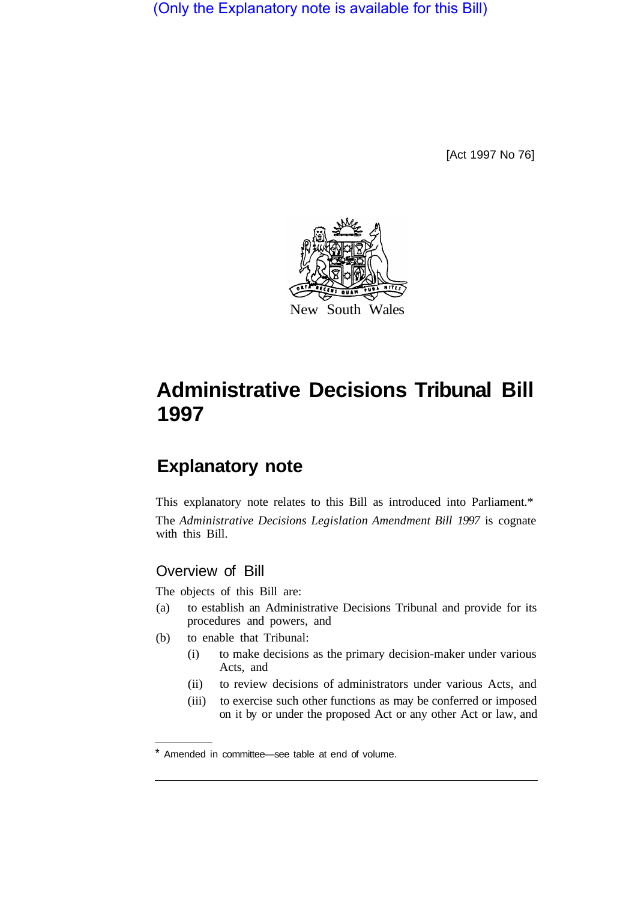(Only the Explanatory note is available for this Bill)

[Act 1997 No 76]

New South Wales

# Administrative Decisions Tribunal Bill 1997

## Explanatory note

This explanatory note relates to this Bill as introduced into Parliament.*

The *Administrative Decisions Legislation Amendment Bill 1997* is cognate with this Bill.

### Overview of Bill

The objects of this Bill are:

(a) to establish an Administrative Decisions Tribunal and provide for its procedures and powers, and

(b) to enable that Tribunal:

(i) to make decisions as the primary decision-maker under various Acts, and

(ii) to review decisions of administrators under various Acts, and

(iii) to exercise such other functions as may be conferred or imposed on it by or under the proposed Act or any other Act or law, and

* Amended in committee—see table at end of volume.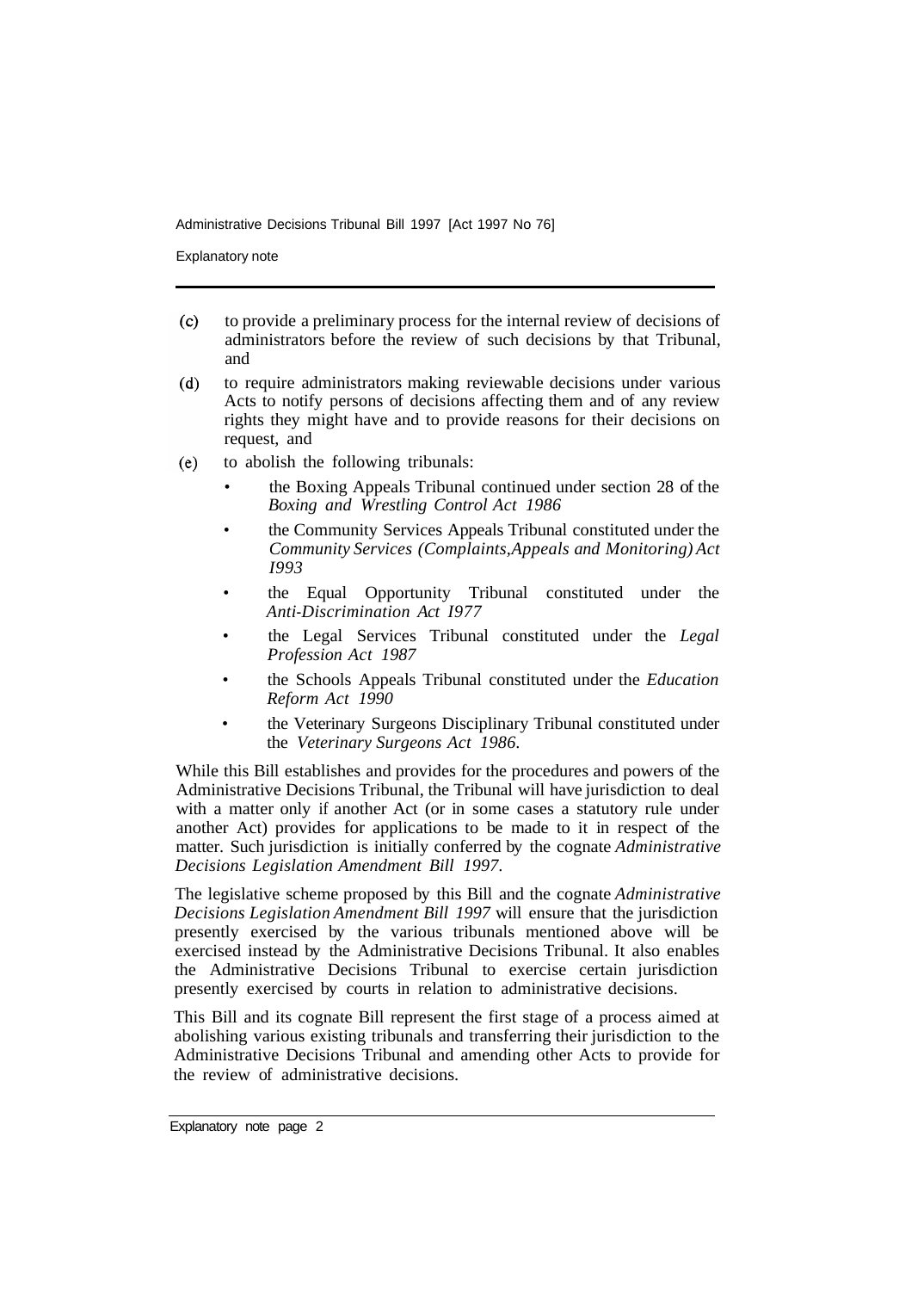(c) to provide a preliminary process for the internal review of decisions of administrators before the review of such decisions by that Tribunal, and

(d) to require administrators making reviewable decisions under various Acts to notify persons of decisions affecting them and of any review rights they might have and to provide reasons for their decisions on request, and

(e) to abolish the following tribunals:

- the Boxing Appeals Tribunal continued under section 28 of the *Boxing and Wrestling Control Act 1986*
- the Community Services Appeals Tribunal constituted under the *Community Services (Complaints, Appeals and Monitoring) Act 1993*
- the Equal Opportunity Tribunal constituted under the *Anti-Discrimination Act 1977*
- the Legal Services Tribunal constituted under the *Legal Profession Act 1987*
- the Schools Appeals Tribunal constituted under the *Education Reform Act 1990*
- the Veterinary Surgeons Disciplinary Tribunal constituted under the *Veterinary Surgeons Act 1986*.

While this Bill establishes and provides for the procedures and powers of the Administrative Decisions Tribunal, the Tribunal will have jurisdiction to deal with a matter only if another Act (or in some cases a statutory rule under another Act) provides for applications to be made to it in respect of the matter. Such jurisdiction is initially conferred by the cognate *Administrative Decisions Legislation Amendment Bill 1997*.

The legislative scheme proposed by this Bill and the cognate *Administrative Decisions Legislation Amendment Bill 1997* will ensure that the jurisdiction presently exercised by the various tribunals mentioned above will be exercised instead by the Administrative Decisions Tribunal. It also enables the Administrative Decisions Tribunal to exercise certain jurisdiction presently exercised by courts in relation to administrative decisions.

This Bill and its cognate Bill represent the first stage of a process aimed at abolishing various existing tribunals and transferring their jurisdiction to the Administrative Decisions Tribunal and amending other Acts to provide for the review of administrative decisions.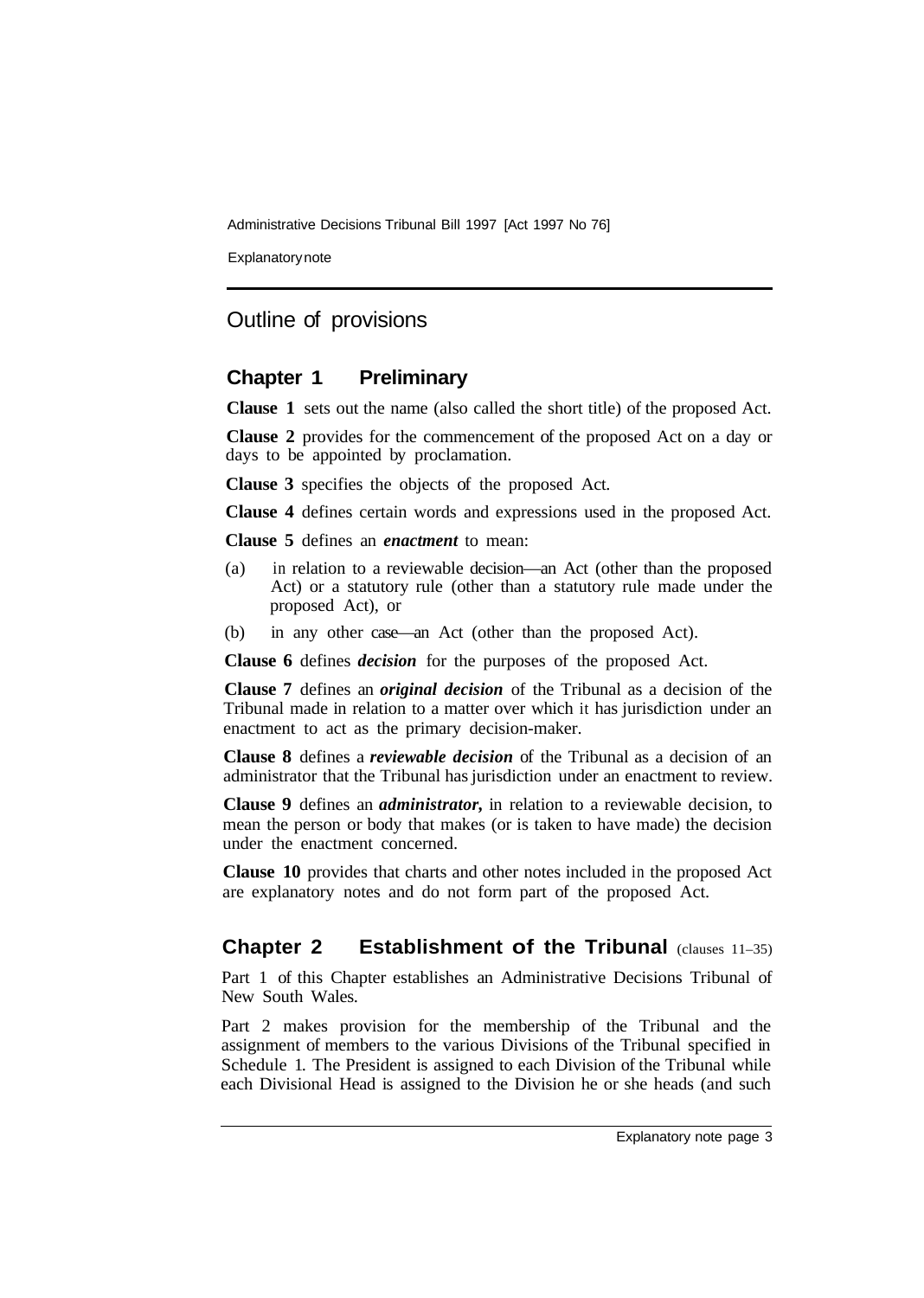## Outline of provisions

### Chapter 1 Preliminary

**Clause 1** sets out the name (also called the short title) of the proposed Act.

**Clause 2** provides for the commencement of the proposed Act on a day or days to be appointed by proclamation.

**Clause 3** specifies the objects of the proposed Act.

**Clause 4** defines certain words and expressions used in the proposed Act.

**Clause 5** defines an ***enactment*** to mean:

(a) in relation to a reviewable decision—an Act (other than the proposed Act) or a statutory rule (other than a statutory rule made under the proposed Act), or

(b) in any other case—an Act (other than the proposed Act).

**Clause 6** defines ***decision*** for the purposes of the proposed Act.

**Clause 7** defines an ***original decision*** of the Tribunal as a decision of the Tribunal made in relation to a matter over which it has jurisdiction under an enactment to act as the primary decision-maker.

**Clause 8** defines a ***reviewable decision*** of the Tribunal as a decision of an administrator that the Tribunal has jurisdiction under an enactment to review.

**Clause 9** defines an ***administrator,*** in relation to a reviewable decision, to mean the person or body that makes (or is taken to have made) the decision under the enactment concerned.

**Clause 10** provides that charts and other notes included in the proposed Act are explanatory notes and do not form part of the proposed Act.

### Chapter 2 Establishment of the Tribunal (clauses 11–35)

Part 1 of this Chapter establishes an Administrative Decisions Tribunal of New South Wales.

Part 2 makes provision for the membership of the Tribunal and the assignment of members to the various Divisions of the Tribunal specified in Schedule 1. The President is assigned to each Division of the Tribunal while each Divisional Head is assigned to the Division he or she heads (and such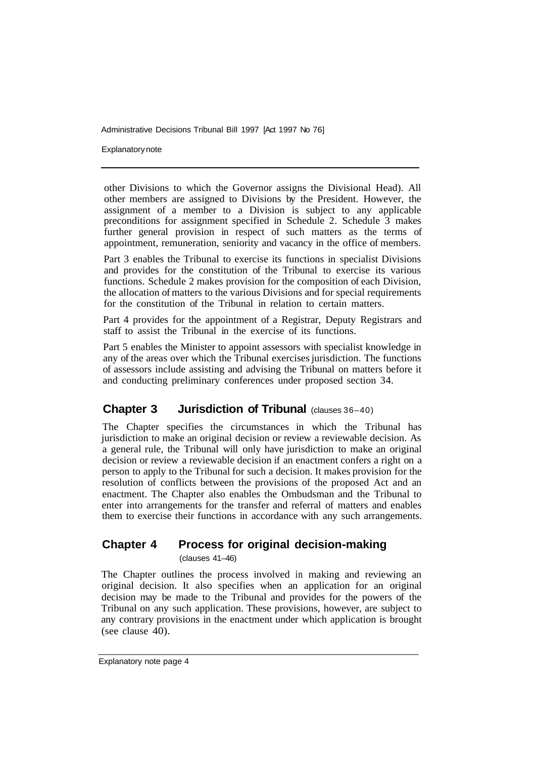other Divisions to which the Governor assigns the Divisional Head). All other members are assigned to Divisions by the President. However, the assignment of a member to a Division is subject to any applicable preconditions for assignment specified in Schedule 2. Schedule 3 makes further general provision in respect of such matters as the terms of appointment, remuneration, seniority and vacancy in the office of members.

Part 3 enables the Tribunal to exercise its functions in specialist Divisions and provides for the constitution of the Tribunal to exercise its various functions. Schedule 2 makes provision for the composition of each Division, the allocation of matters to the various Divisions and for special requirements for the constitution of the Tribunal in relation to certain matters.

Part 4 provides for the appointment of a Registrar, Deputy Registrars and staff to assist the Tribunal in the exercise of its functions.

Part 5 enables the Minister to appoint assessors with specialist knowledge in any of the areas over which the Tribunal exercises jurisdiction. The functions of assessors include assisting and advising the Tribunal on matters before it and conducting preliminary conferences under proposed section 34.

## Chapter 3 Jurisdiction of Tribunal (clauses 36–40)

The Chapter specifies the circumstances in which the Tribunal has jurisdiction to make an original decision or review a reviewable decision. As a general rule, the Tribunal will only have jurisdiction to make an original decision or review a reviewable decision if an enactment confers a right on a person to apply to the Tribunal for such a decision. It makes provision for the resolution of conflicts between the provisions of the proposed Act and an enactment. The Chapter also enables the Ombudsman and the Tribunal to enter into arrangements for the transfer and referral of matters and enables them to exercise their functions in accordance with any such arrangements.

## Chapter 4 Process for original decision-making (clauses 41–46)

The Chapter outlines the process involved in making and reviewing an original decision. It also specifies when an application for an original decision may be made to the Tribunal and provides for the powers of the Tribunal on any such application. These provisions, however, are subject to any contrary provisions in the enactment under which application is brought (see clause 40).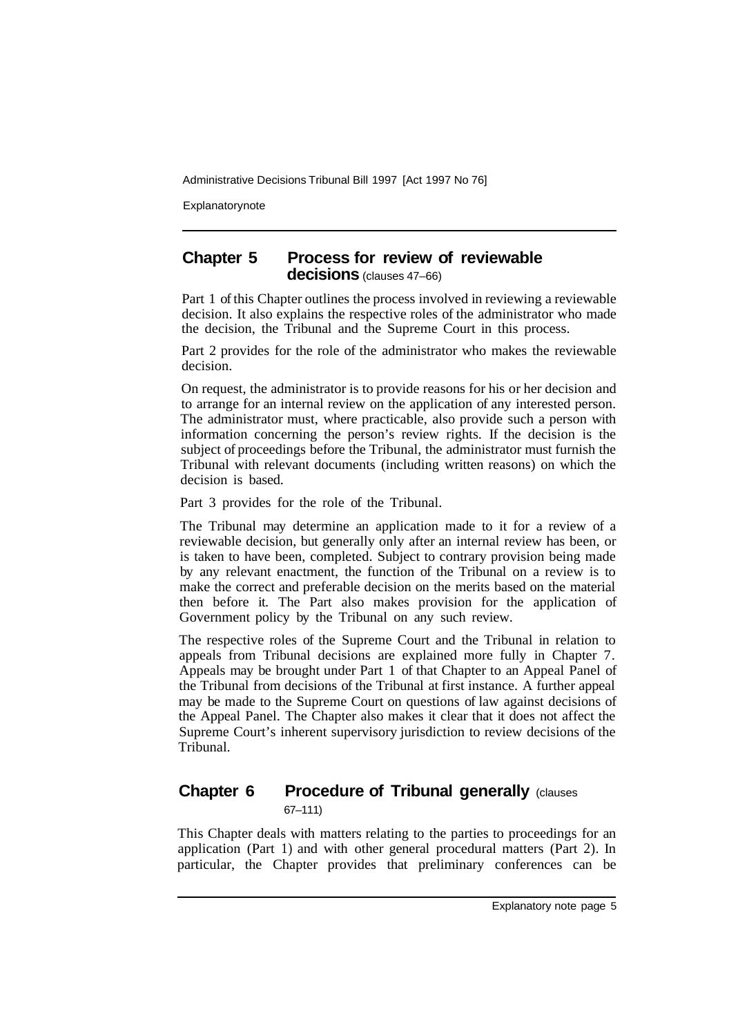## Chapter 5 Process for review of reviewable decisions (clauses 47–66)

Part 1 of this Chapter outlines the process involved in reviewing a reviewable decision. It also explains the respective roles of the administrator who made the decision, the Tribunal and the Supreme Court in this process.

Part 2 provides for the role of the administrator who makes the reviewable decision.

On request, the administrator is to provide reasons for his or her decision and to arrange for an internal review on the application of any interested person. The administrator must, where practicable, also provide such a person with information concerning the person's review rights. If the decision is the subject of proceedings before the Tribunal, the administrator must furnish the Tribunal with relevant documents (including written reasons) on which the decision is based.

Part 3 provides for the role of the Tribunal.

The Tribunal may determine an application made to it for a review of a reviewable decision, but generally only after an internal review has been, or is taken to have been, completed. Subject to contrary provision being made by any relevant enactment, the function of the Tribunal on a review is to make the correct and preferable decision on the merits based on the material then before it. The Part also makes provision for the application of Government policy by the Tribunal on any such review.

The respective roles of the Supreme Court and the Tribunal in relation to appeals from Tribunal decisions are explained more fully in Chapter 7. Appeals may be brought under Part 1 of that Chapter to an Appeal Panel of the Tribunal from decisions of the Tribunal at first instance. A further appeal may be made to the Supreme Court on questions of law against decisions of the Appeal Panel. The Chapter also makes it clear that it does not affect the Supreme Court's inherent supervisory jurisdiction to review decisions of the Tribunal.

## Chapter 6 Procedure of Tribunal generally (clauses 67–111)

This Chapter deals with matters relating to the parties to proceedings for an application (Part 1) and with other general procedural matters (Part 2). In particular, the Chapter provides that preliminary conferences can be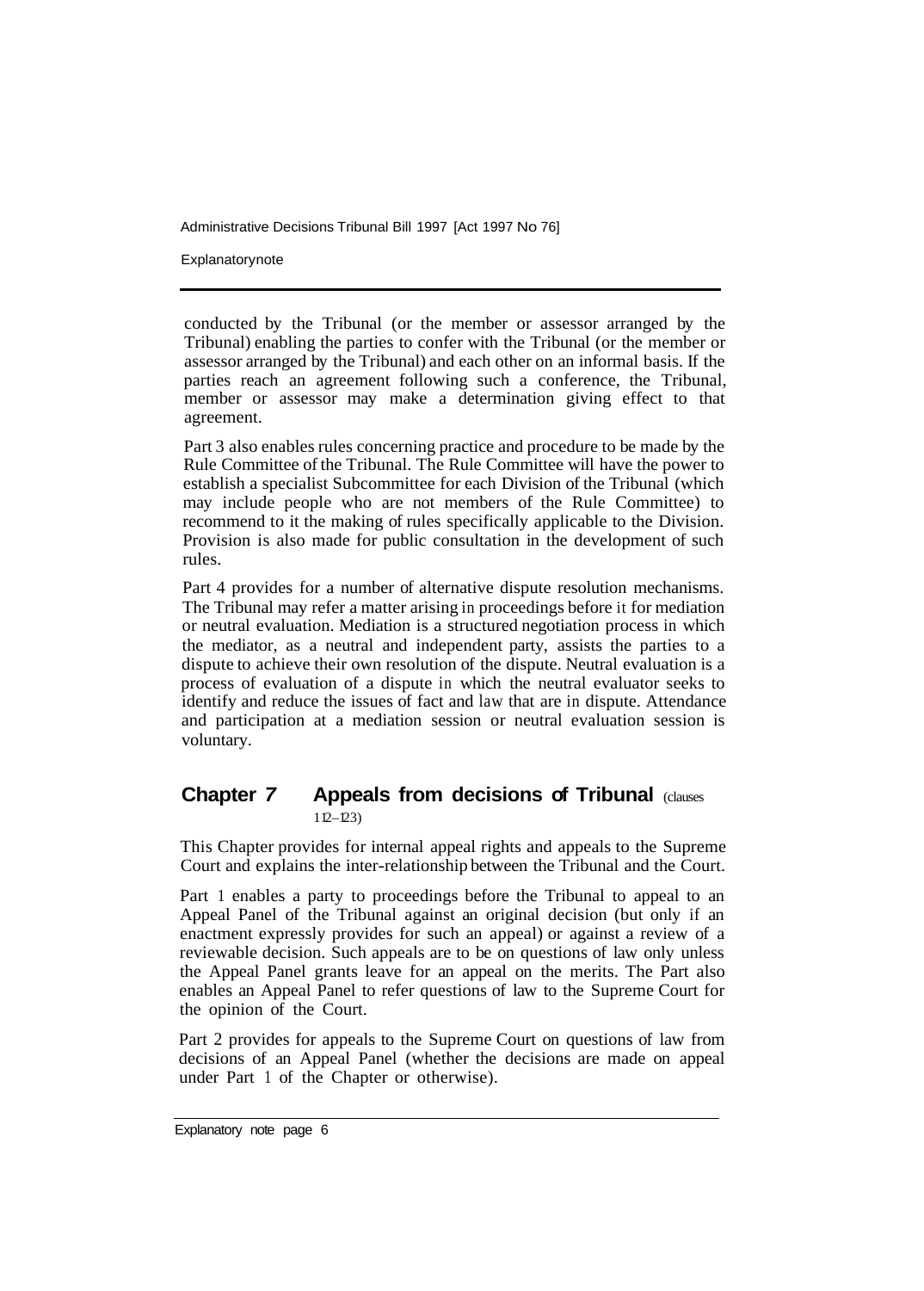conducted by the Tribunal (or the member or assessor arranged by the Tribunal) enabling the parties to confer with the Tribunal (or the member or assessor arranged by the Tribunal) and each other on an informal basis. If the parties reach an agreement following such a conference, the Tribunal, member or assessor may make a determination giving effect to that agreement.

Part 3 also enables rules concerning practice and procedure to be made by the Rule Committee of the Tribunal. The Rule Committee will have the power to establish a specialist Subcommittee for each Division of the Tribunal (which may include people who are not members of the Rule Committee) to recommend to it the making of rules specifically applicable to the Division. Provision is also made for public consultation in the development of such rules.

Part 4 provides for a number of alternative dispute resolution mechanisms. The Tribunal may refer a matter arising in proceedings before it for mediation or neutral evaluation. Mediation is a structured negotiation process in which the mediator, as a neutral and independent party, assists the parties to a dispute to achieve their own resolution of the dispute. Neutral evaluation is a process of evaluation of a dispute in which the neutral evaluator seeks to identify and reduce the issues of fact and law that are in dispute. Attendance and participation at a mediation session or neutral evaluation session is voluntary.

## Chapter 7 Appeals from decisions of Tribunal (clauses 112–123)

This Chapter provides for internal appeal rights and appeals to the Supreme Court and explains the inter-relationship between the Tribunal and the Court.

Part 1 enables a party to proceedings before the Tribunal to appeal to an Appeal Panel of the Tribunal against an original decision (but only if an enactment expressly provides for such an appeal) or against a review of a reviewable decision. Such appeals are to be on questions of law only unless the Appeal Panel grants leave for an appeal on the merits. The Part also enables an Appeal Panel to refer questions of law to the Supreme Court for the opinion of the Court.

Part 2 provides for appeals to the Supreme Court on questions of law from decisions of an Appeal Panel (whether the decisions are made on appeal under Part 1 of the Chapter or otherwise).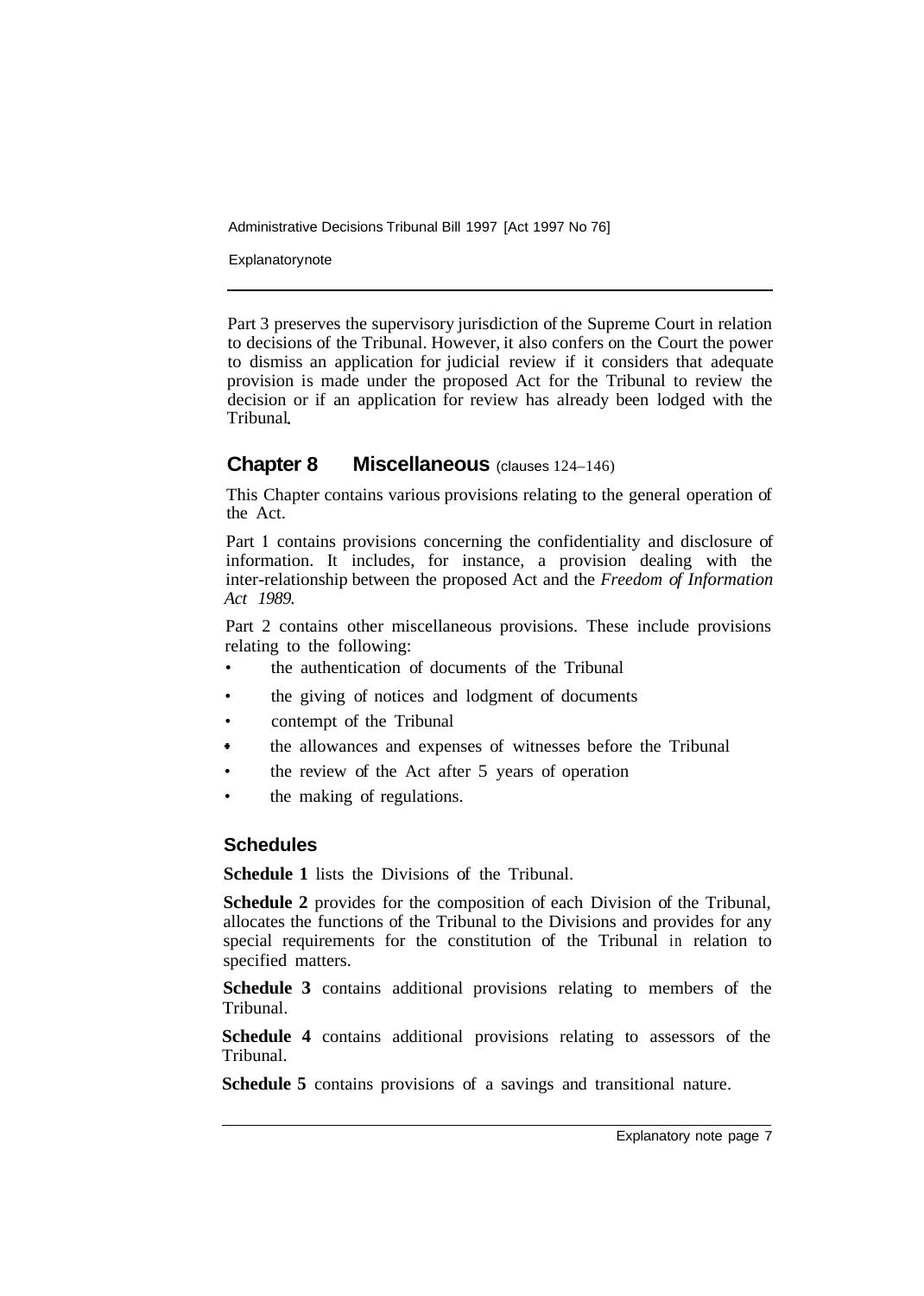Part 3 preserves the supervisory jurisdiction of the Supreme Court in relation to decisions of the Tribunal. However, it also confers on the Court the power to dismiss an application for judicial review if it considers that adequate provision is made under the proposed Act for the Tribunal to review the decision or if an application for review has already been lodged with the Tribunal.

## Chapter 8 Miscellaneous (clauses 124–146)

This Chapter contains various provisions relating to the general operation of the Act.

Part 1 contains provisions concerning the confidentiality and disclosure of information. It includes, for instance, a provision dealing with the inter-relationship between the proposed Act and the *Freedom of Information Act 1989*.

Part 2 contains other miscellaneous provisions. These include provisions relating to the following:

- the authentication of documents of the Tribunal
- the giving of notices and lodgment of documents
- contempt of the Tribunal
- the allowances and expenses of witnesses before the Tribunal
- the review of the Act after 5 years of operation
- the making of regulations.

### Schedules

**Schedule 1** lists the Divisions of the Tribunal.

**Schedule 2** provides for the composition of each Division of the Tribunal, allocates the functions of the Tribunal to the Divisions and provides for any special requirements for the constitution of the Tribunal in relation to specified matters.

**Schedule 3** contains additional provisions relating to members of the Tribunal.

**Schedule 4** contains additional provisions relating to assessors of the Tribunal.

**Schedule 5** contains provisions of a savings and transitional nature.